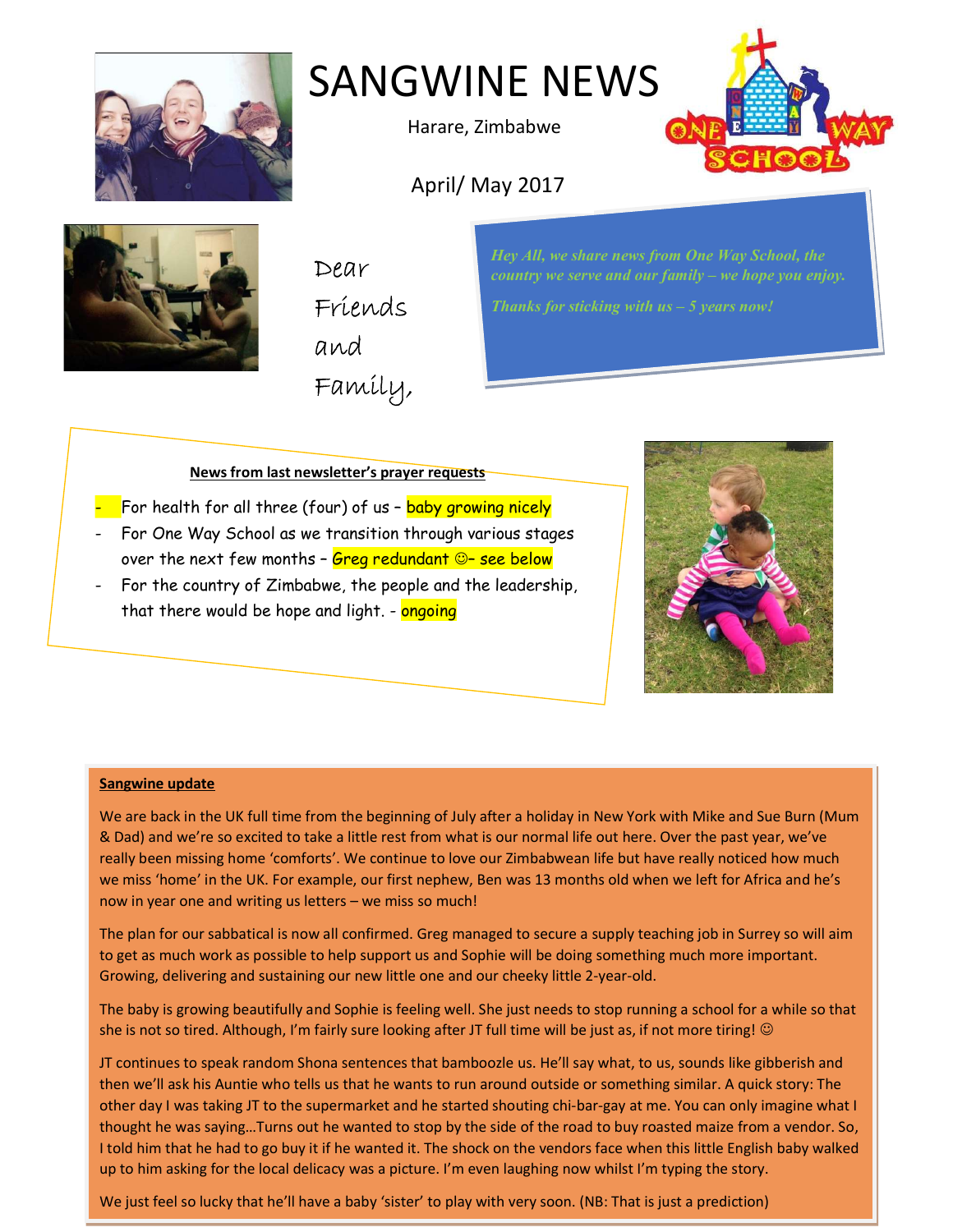# SANGWINE NEWS

Harare, Zimbabwe

April/ May 2017

Dear Friends and Family,

*Hey All, we share news from One Way School, the country we serve and our family – we hope you enjoy.*

*Thanks for sticking with us – 5 years now!*

**News from last newsletter's prayer requests**

- For health for all three (four) of us – baby growing nicely
- For One Way School as we transition through various stages over the next few months – Greg redundant ☺– see below
- For the country of Zimbabwe, the people and the leadership, that there would be hope and light. - ongoing

**Sangwine update**

We are back in the UK full time from the beginning of July after a holiday in New York with Mike and Sue Burn (Mum & Dad) and we're so excited to take a little rest from what is our normal life out here. Over the past year, we've really been missing home 'comforts'. We continue to love our Zimbabwean life but have really noticed how much we miss 'home' in the UK. For example, our first nephew, Ben was 13 months old when we left for Africa and he's now in year one and writing us letters – we miss so much!

The plan for our sabbatical is now all confirmed. Greg managed to secure a supply teaching job in Surrey so will aim to get as much work as possible to help support us and Sophie will be doing something much more important. Growing, delivering and sustaining our new little one and our cheeky little 2-year-old.

The baby is growing beautifully and Sophie is feeling well. She just needs to stop running a school for a while so that she is not so tired. Although, I'm fairly sure looking after JT full time will be just as, if not more tiring! ☺

JT continues to speak random Shona sentences that bamboozle us. He'll say what, to us, sounds like gibberish and then we'll ask his Auntie who tells us that he wants to run around outside or something similar. A quick story: The other day I was taking JT to the supermarket and he started shouting chi-bar-gay at me. You can only imagine what I thought he was saying…Turns out he wanted to stop by the side of the road to buy roasted maize from a vendor. So, I told him that he had to go buy it if he wanted it. The shock on the vendors face when this little English baby walked up to him asking for the local delicacy was a picture. I'm even laughing now whilst I'm typing the story.

We just feel so lucky that he'll have a baby 'sister' to play with very soon. (NB: That is just a prediction)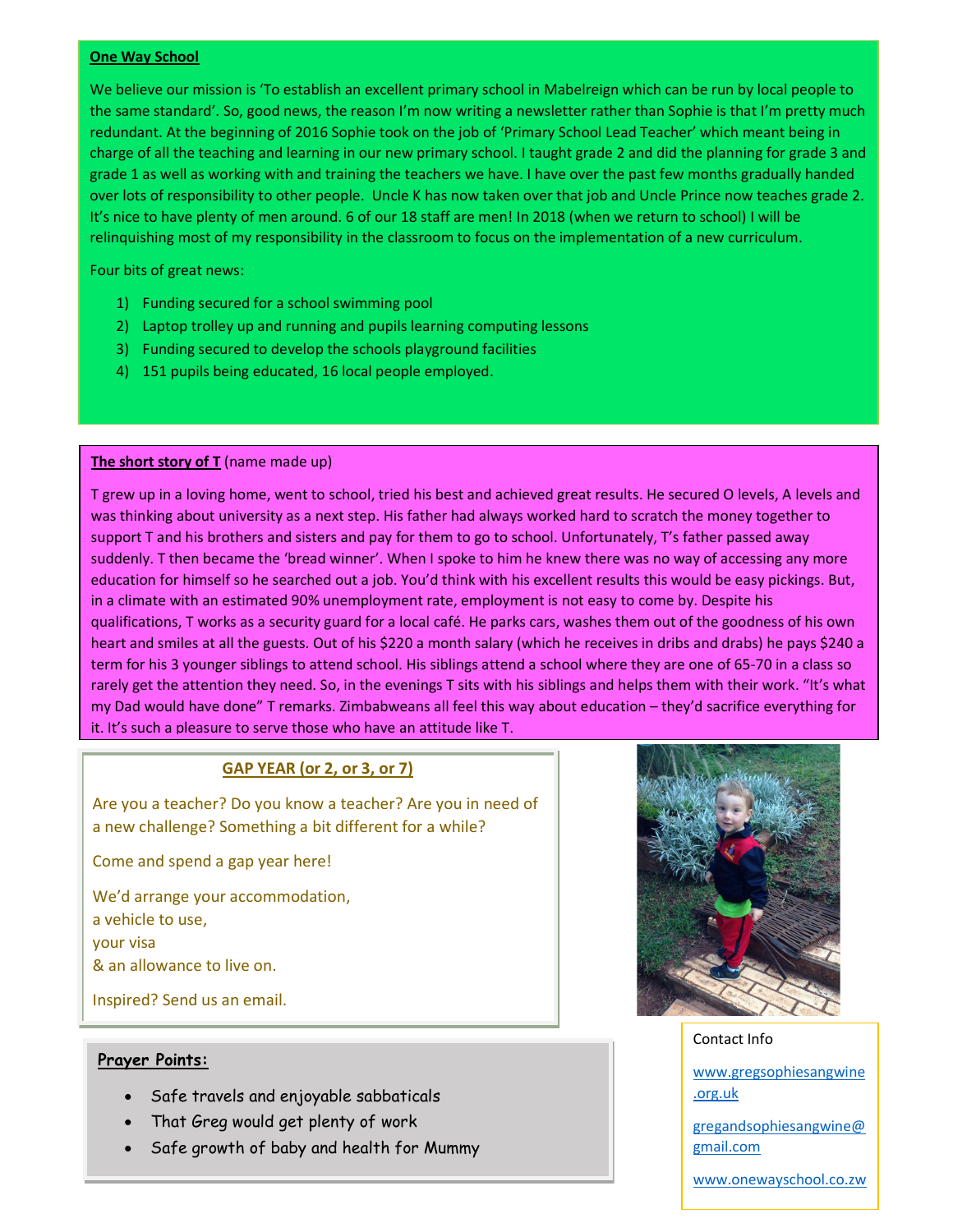## One Way School

We believe our mission is 'To establish an excellent primary school in Mabelreign which can be run by local people to the same standard'. So, good news, the reason I'm now writing a newsletter rather than Sophie is that I'm pretty much redundant. At the beginning of 2016 Sophie took on the job of 'Primary School Lead Teacher' which meant being in charge of all the teaching and learning in our new primary school. I taught grade 2 and did the planning for grade 3 and grade 1 as well as working with and training the teachers we have. I have over the past few months gradually handed over lots of responsibility to other people. Uncle K has now taken over that job and Uncle Prince now teaches grade 2. It's nice to have plenty of men around. 6 of our 18 staff are men! In 2018 (when we return to school) I will be relinquishing most of my responsibility in the classroom to focus on the implementation of a new curriculum.

Four bits of great news:

1) Funding secured for a school swimming pool
2) Laptop trolley up and running and pupils learning computing lessons
3) Funding secured to develop the schools playground facilities
4) 151 pupils being educated, 16 local people employed.

## The short story of T (name made up)

T grew up in a loving home, went to school, tried his best and achieved great results. He secured O levels, A levels and was thinking about university as a next step. His father had always worked hard to scratch the money together to support T and his brothers and sisters and pay for them to go to school. Unfortunately, T's father passed away suddenly. T then became the 'bread winner'. When I spoke to him he knew there was no way of accessing any more education for himself so he searched out a job. You'd think with his excellent results this would be easy pickings. But, in a climate with an estimated 90% unemployment rate, employment is not easy to come by. Despite his qualifications, T works as a security guard for a local café. He parks cars, washes them out of the goodness of his own heart and smiles at all the guests. Out of his $220 a month salary (which he receives in dribs and drabs) he pays $240 a term for his 3 younger siblings to attend school. His siblings attend a school where they are one of 65-70 in a class so rarely get the attention they need. So, in the evenings T sits with his siblings and helps them with their work. "It's what my Dad would have done" T remarks. Zimbabweans all feel this way about education – they'd sacrifice everything for it. It's such a pleasure to serve those who have an attitude like T.

## GAP YEAR (or 2, or 3, or 7)

Are you a teacher? Do you know a teacher? Are you in need of a new challenge? Something a bit different for a while?

Come and spend a gap year here!

We'd arrange your accommodation,
a vehicle to use,
your visa
& an allowance to live on.

Inspired? Send us an email.

## Prayer Points:

- Safe travels and enjoyable sabbaticals
- That Greg would get plenty of work
- Safe growth of baby and health for Mummy

Contact Info

www.gregsophiesangwine.org.uk

gregandsophiesangwine@gmail.com

www.onewayschool.co.zw